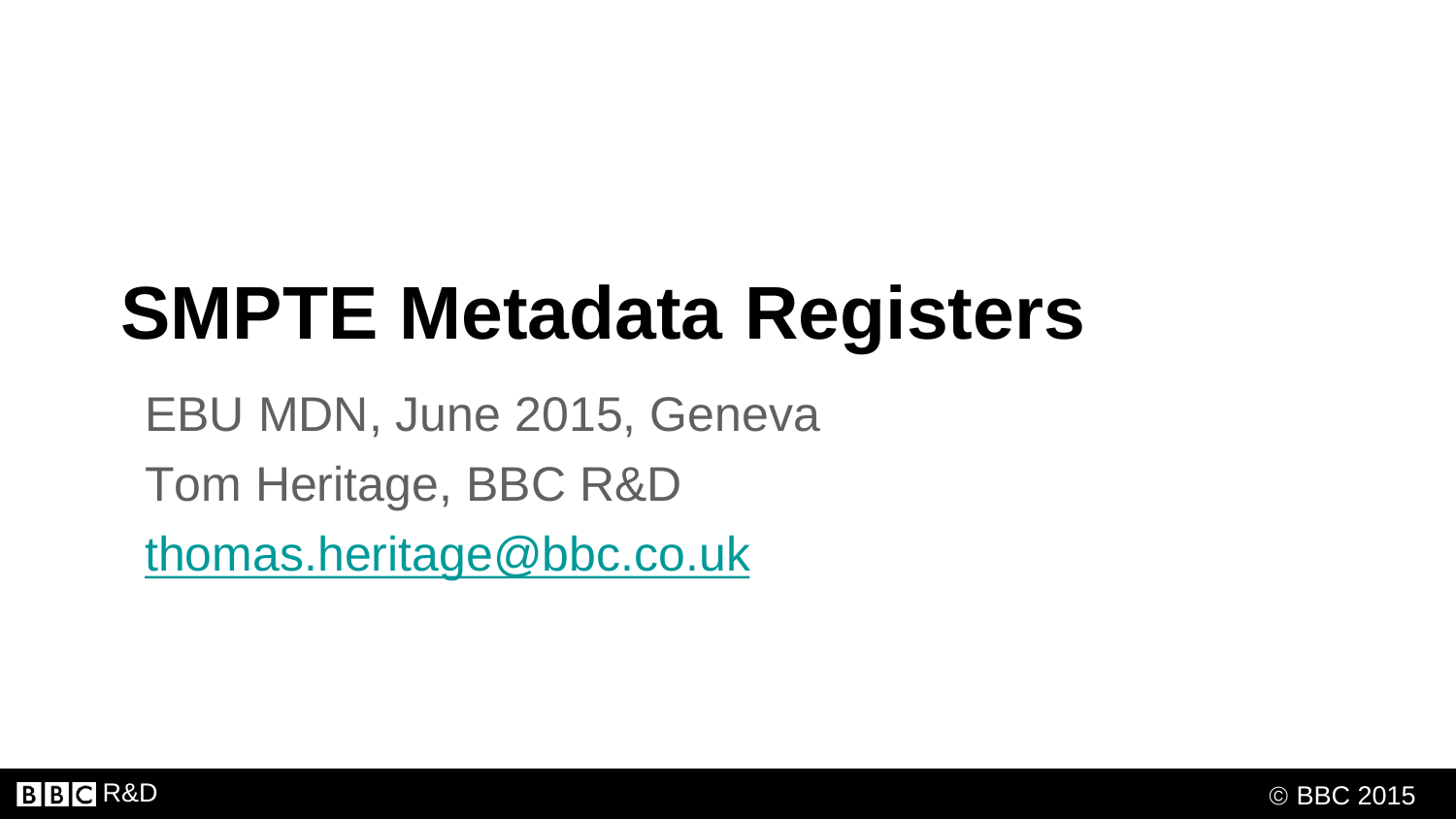# SMPTE Metadata Registers

EBU MDN, June 2015, Geneva

Tom Heritage, BBC R&D

thomas.heritage@bbc.co.uk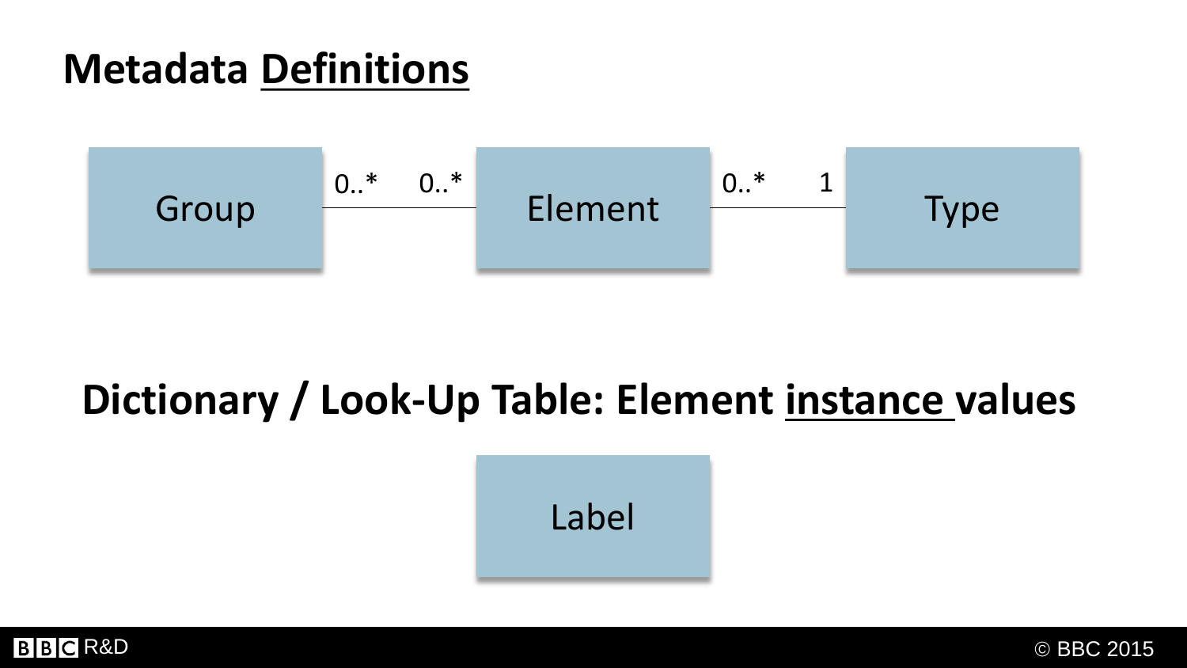## Metadata Definitions

Group 0..* — 0..* Element 0..* — 1 Type

## Dictionary / Look-Up Table: Element instance values

Label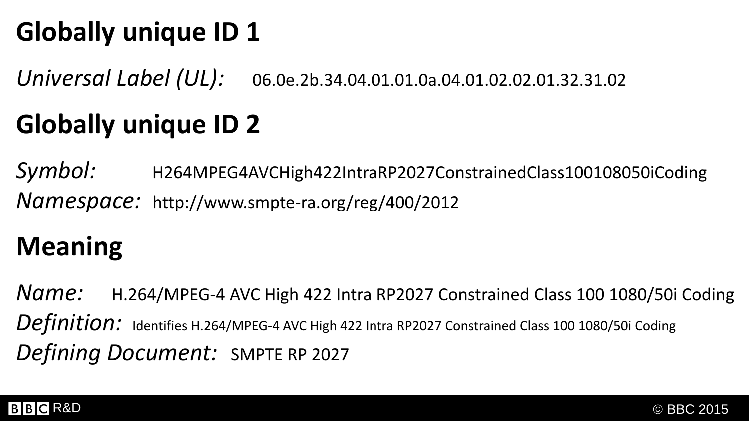# Globally unique ID 1

*Universal Label (UL):* 06.0e.2b.34.04.01.01.0a.04.01.02.02.01.32.31.02

# Globally unique ID 2

*Symbol:* H264MPEG4AVCHigh422IntraRP2027ConstrainedClass100108050iCoding
*Namespace:* http://www.smpte-ra.org/reg/400/2012

# Meaning

*Name:* H.264/MPEG-4 AVC High 422 Intra RP2027 Constrained Class 100 1080/50i Coding
*Definition:* Identifies H.264/MPEG-4 AVC High 422 Intra RP2027 Constrained Class 100 1080/50i Coding
*Defining Document:* SMPTE RP 2027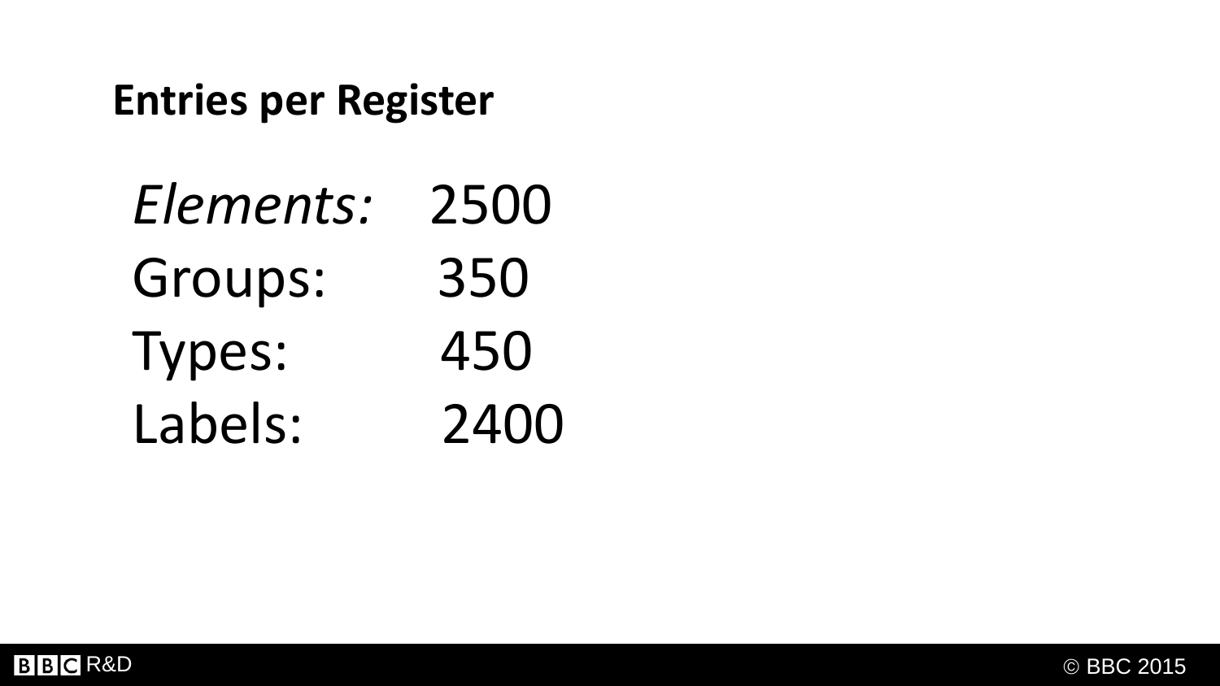## Entries per Register

*Elements:* 2500
Groups: 350
Types: 450
Labels: 2400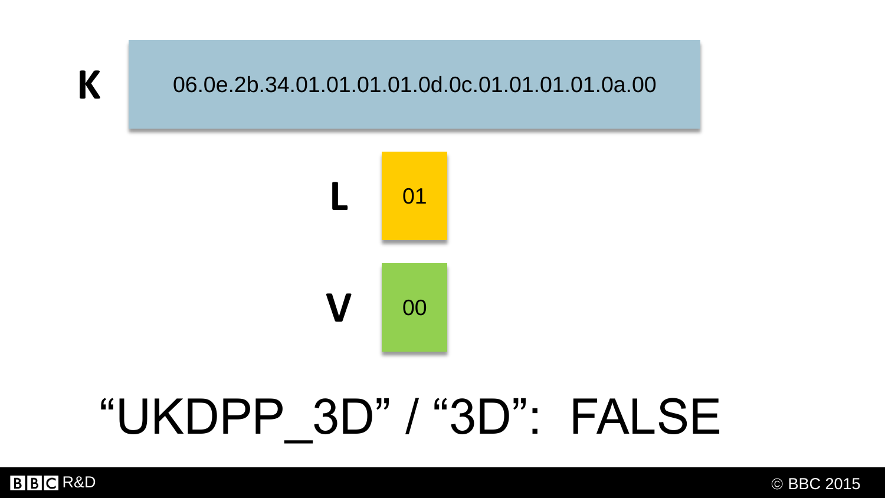**K** 06.0e.2b.34.01.01.01.01.0d.0c.01.01.01.01.0a.00

**L** 01

**V** 00

“UKDPP_3D” / “3D”: FALSE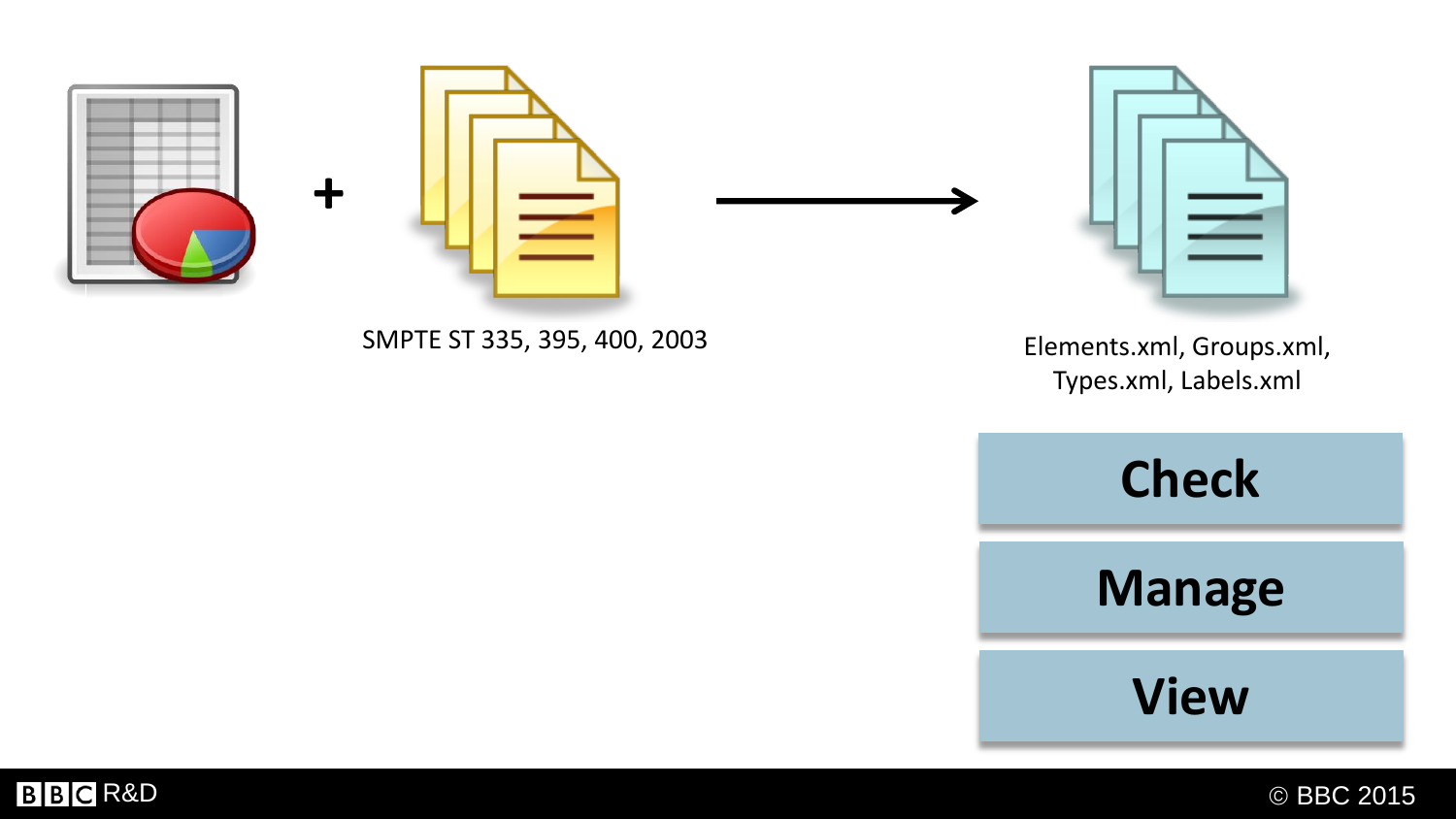SMPTE ST 335, 395, 400, 2003

Elements.xml, Groups.xml, Types.xml, Labels.xml

**Check**

**Manage**

**View**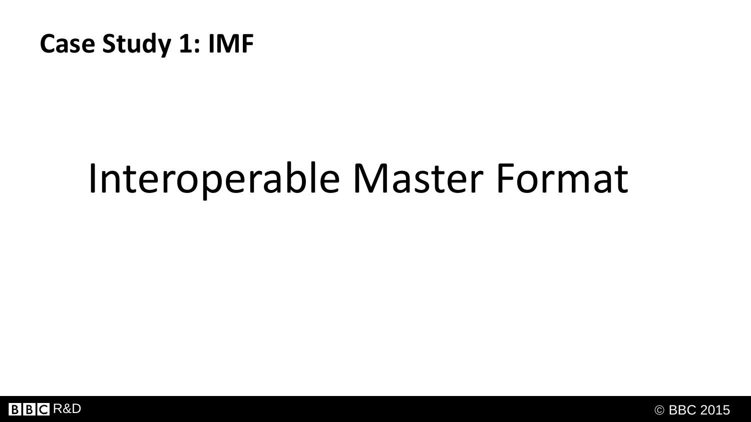## Case Study 1: IMF

# Interoperable Master Format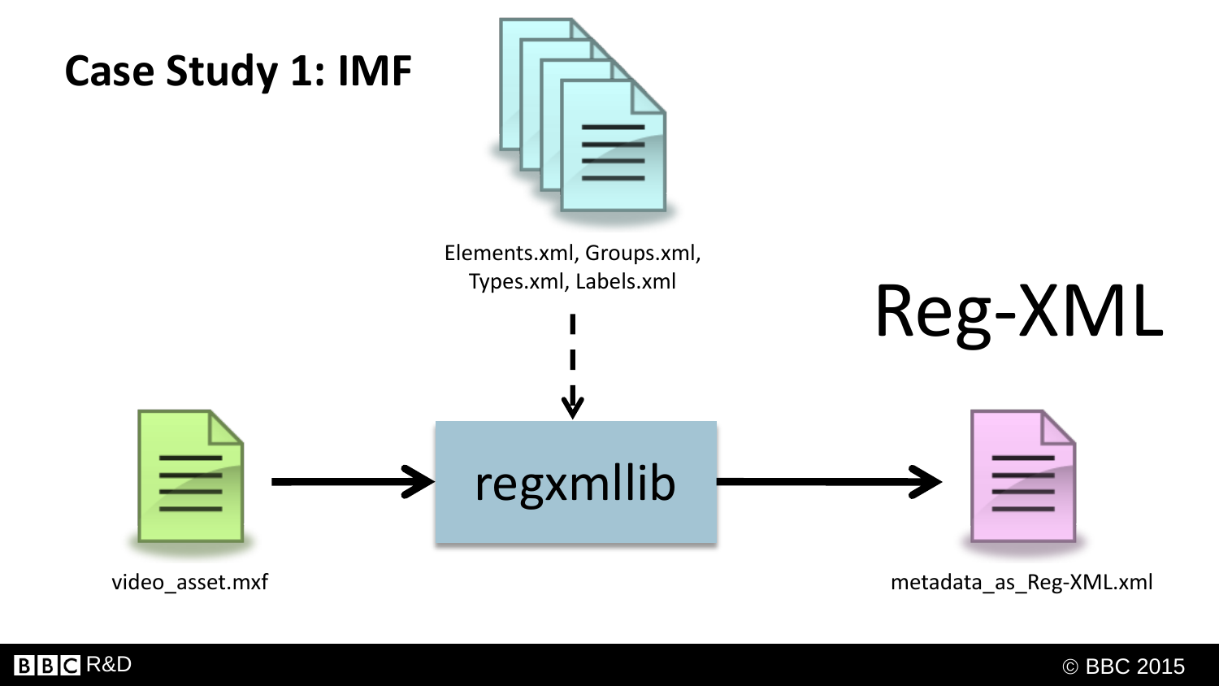# Case Study 1: IMF

Elements.xml, Groups.xml,
Types.xml, Labels.xml

Reg-XML

video_asset.mxf

regxmllib

metadata_as_Reg-XML.xml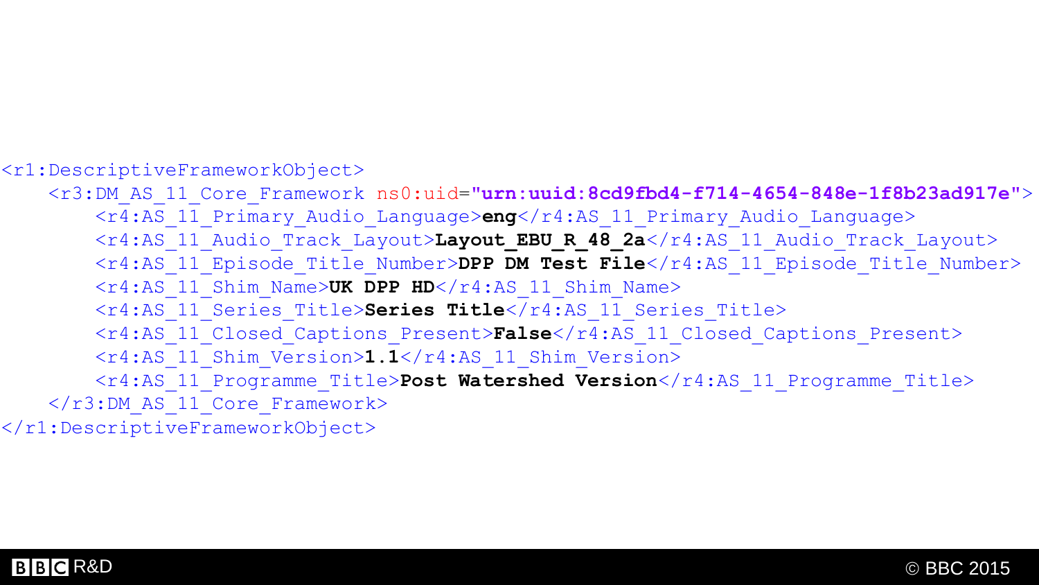```xml
<r1:DescriptiveFrameworkObject>
    <r3:DM_AS_11_Core_Framework ns0:uid="urn:uuid:8cd9fbd4-f714-4654-848e-1f8b23ad917e">
        <r4:AS_11_Primary_Audio_Language>eng</r4:AS_11_Primary_Audio_Language>
        <r4:AS_11_Audio_Track_Layout>Layout_EBU_R_48_2a</r4:AS_11_Audio_Track_Layout>
        <r4:AS_11_Episode_Title_Number>DPP DM Test File</r4:AS_11_Episode_Title_Number>
        <r4:AS_11_Shim_Name>UK DPP HD</r4:AS_11_Shim_Name>
        <r4:AS_11_Series_Title>Series Title</r4:AS_11_Series_Title>
        <r4:AS_11_Closed_Captions_Present>False</r4:AS_11_Closed_Captions_Present>
        <r4:AS_11_Shim_Version>1.1</r4:AS_11_Shim_Version>
        <r4:AS_11_Programme_Title>Post Watershed Version</r4:AS_11_Programme_Title>
    </r3:DM_AS_11_Core_Framework>
</r1:DescriptiveFrameworkObject>
```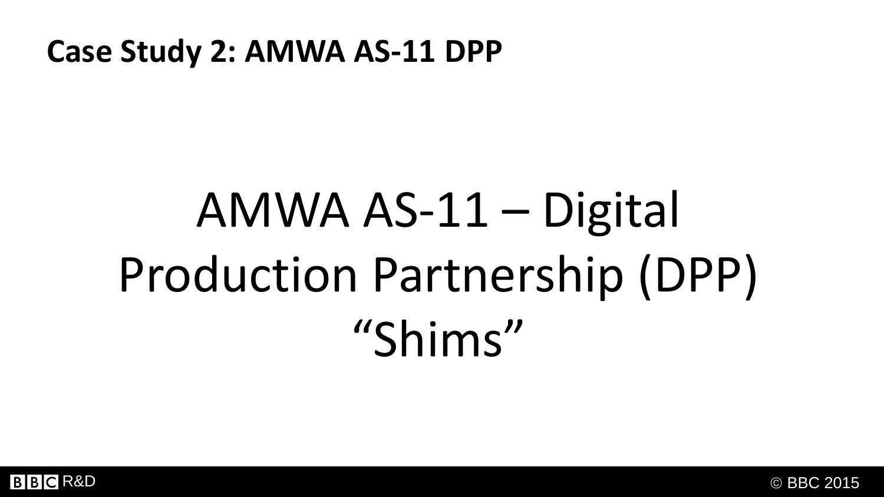## Case Study 2: AMWA AS-11 DPP

# AMWA AS-11 – Digital Production Partnership (DPP) "Shims"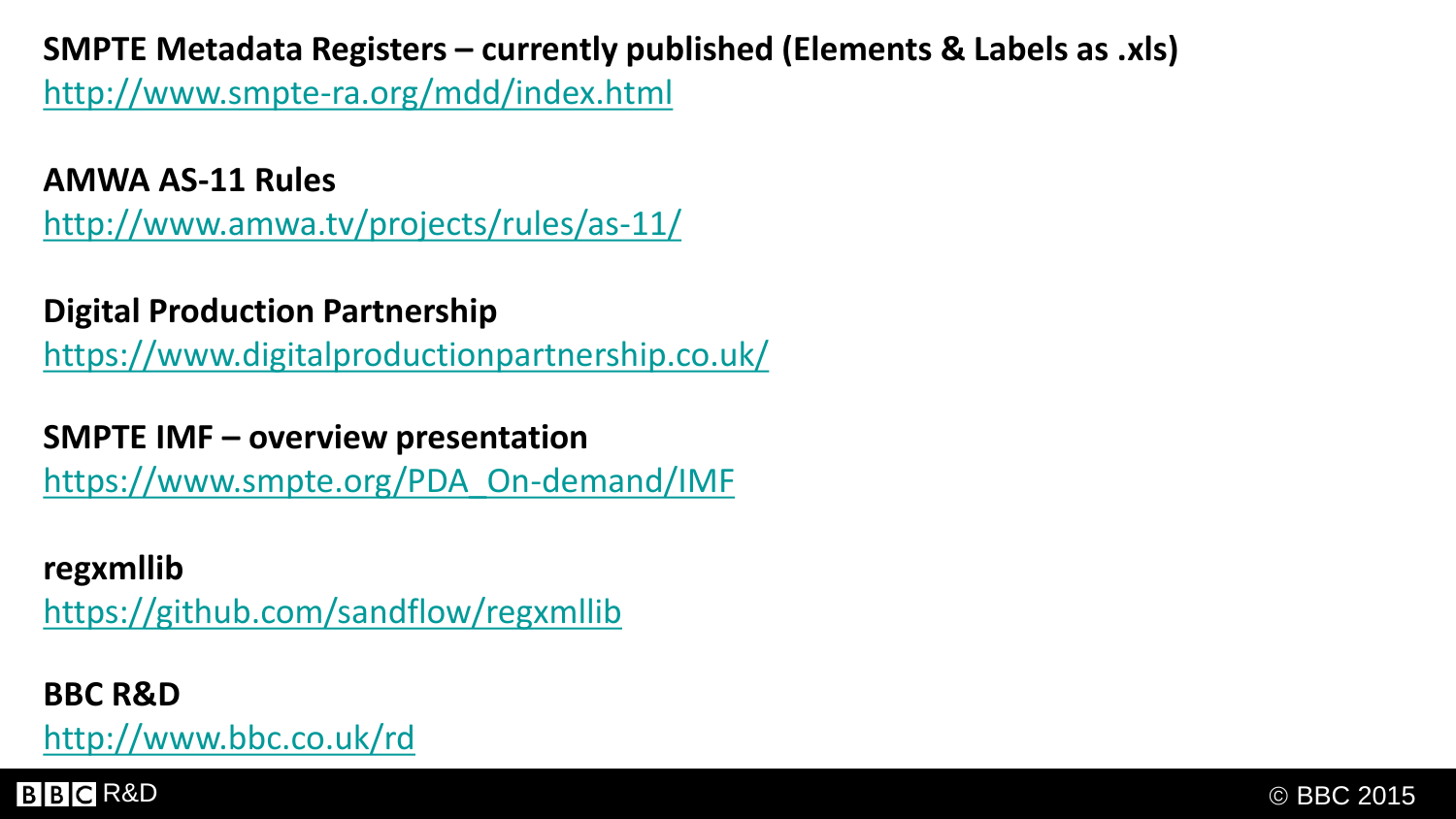**SMPTE Metadata Registers – currently published (Elements & Labels as .xls)**
http://www.smpte-ra.org/mdd/index.html

**AMWA AS-11 Rules**
http://www.amwa.tv/projects/rules/as-11/

**Digital Production Partnership**
https://www.digitalproductionpartnership.co.uk/

**SMPTE IMF – overview presentation**
https://www.smpte.org/PDA_On-demand/IMF

**regxmllib**
https://github.com/sandflow/regxmllib

**BBC R&D**
http://www.bbc.co.uk/rd